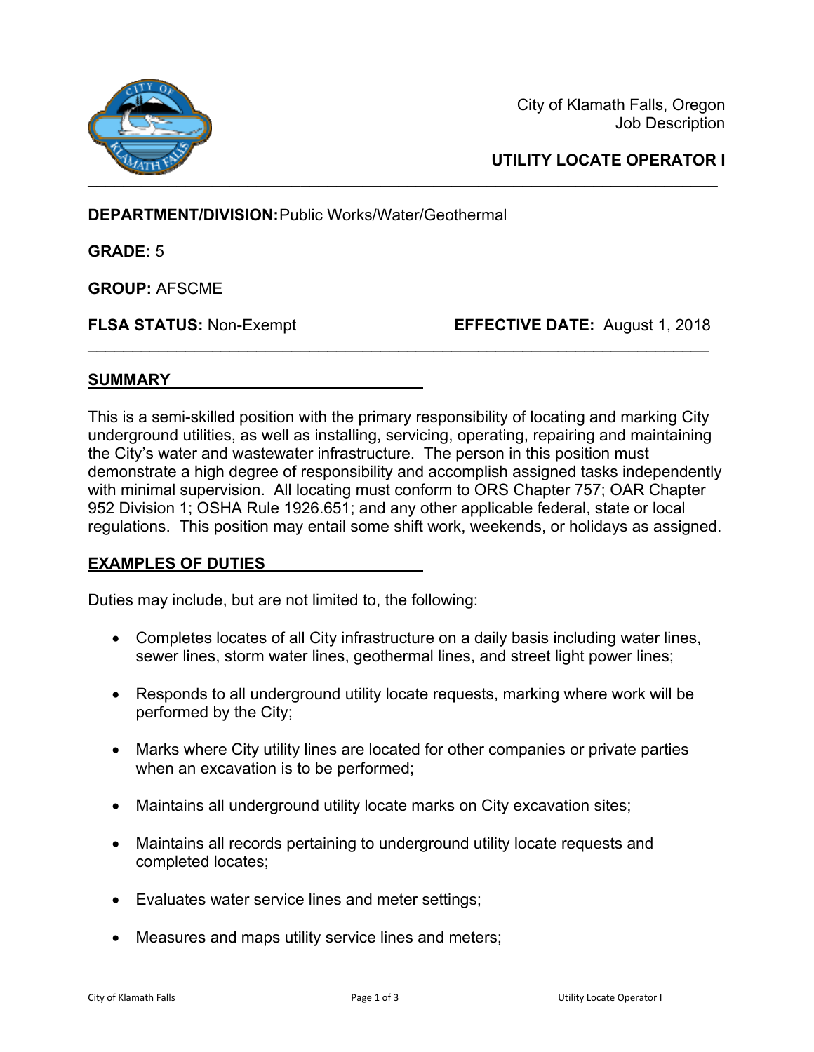City of Klamath Falls, Oregon
Job Description

# UTILITY LOCATE OPERATOR I

**DEPARTMENT/DIVISION:** Public Works/Water/Geothermal

**GRADE:** 5

**GROUP:** AFSCME

**FLSA STATUS:** Non-Exempt

**EFFECTIVE DATE:** August 1, 2018

## SUMMARY

This is a semi-skilled position with the primary responsibility of locating and marking City underground utilities, as well as installing, servicing, operating, repairing and maintaining the City's water and wastewater infrastructure. The person in this position must demonstrate a high degree of responsibility and accomplish assigned tasks independently with minimal supervision. All locating must conform to ORS Chapter 757; OAR Chapter 952 Division 1; OSHA Rule 1926.651; and any other applicable federal, state or local regulations. This position may entail some shift work, weekends, or holidays as assigned.

## EXAMPLES OF DUTIES

Duties may include, but are not limited to, the following:

- Completes locates of all City infrastructure on a daily basis including water lines, sewer lines, storm water lines, geothermal lines, and street light power lines;
- Responds to all underground utility locate requests, marking where work will be performed by the City;
- Marks where City utility lines are located for other companies or private parties when an excavation is to be performed;
- Maintains all underground utility locate marks on City excavation sites;
- Maintains all records pertaining to underground utility locate requests and completed locates;
- Evaluates water service lines and meter settings;
- Measures and maps utility service lines and meters;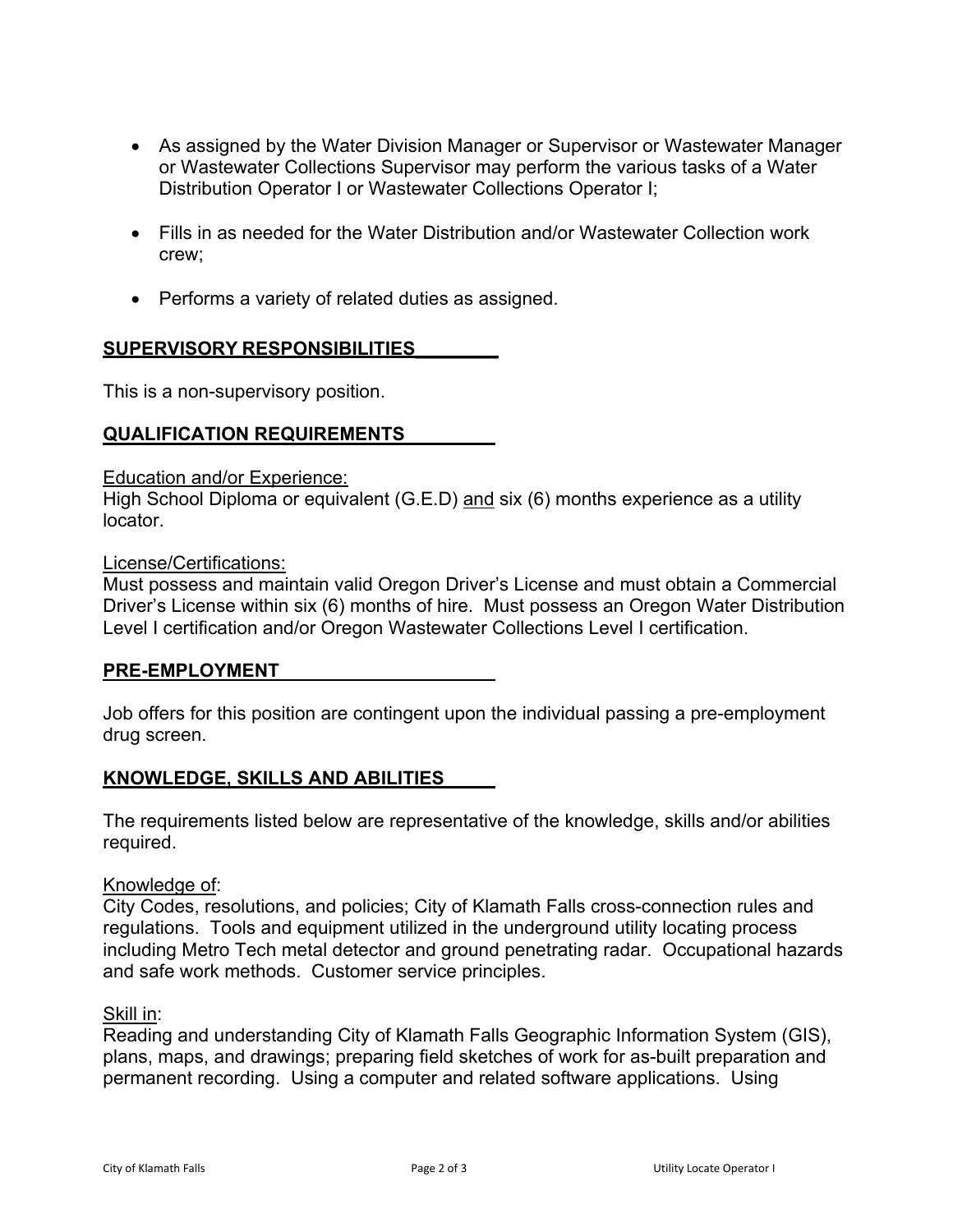- As assigned by the Water Division Manager or Supervisor or Wastewater Manager or Wastewater Collections Supervisor may perform the various tasks of a Water Distribution Operator I or Wastewater Collections Operator I;
- Fills in as needed for the Water Distribution and/or Wastewater Collection work crew;
- Performs a variety of related duties as assigned.

## SUPERVISORY RESPONSIBILITIES

This is a non-supervisory position.

## QUALIFICATION REQUIREMENTS

Education and/or Experience:
High School Diploma or equivalent (G.E.D) and six (6) months experience as a utility locator.

License/Certifications:
Must possess and maintain valid Oregon Driver's License and must obtain a Commercial Driver's License within six (6) months of hire. Must possess an Oregon Water Distribution Level I certification and/or Oregon Wastewater Collections Level I certification.

## PRE-EMPLOYMENT

Job offers for this position are contingent upon the individual passing a pre-employment drug screen.

## KNOWLEDGE, SKILLS AND ABILITIES

The requirements listed below are representative of the knowledge, skills and/or abilities required.

Knowledge of:
City Codes, resolutions, and policies; City of Klamath Falls cross-connection rules and regulations. Tools and equipment utilized in the underground utility locating process including Metro Tech metal detector and ground penetrating radar. Occupational hazards and safe work methods. Customer service principles.

Skill in:
Reading and understanding City of Klamath Falls Geographic Information System (GIS), plans, maps, and drawings; preparing field sketches of work for as-built preparation and permanent recording. Using a computer and related software applications. Using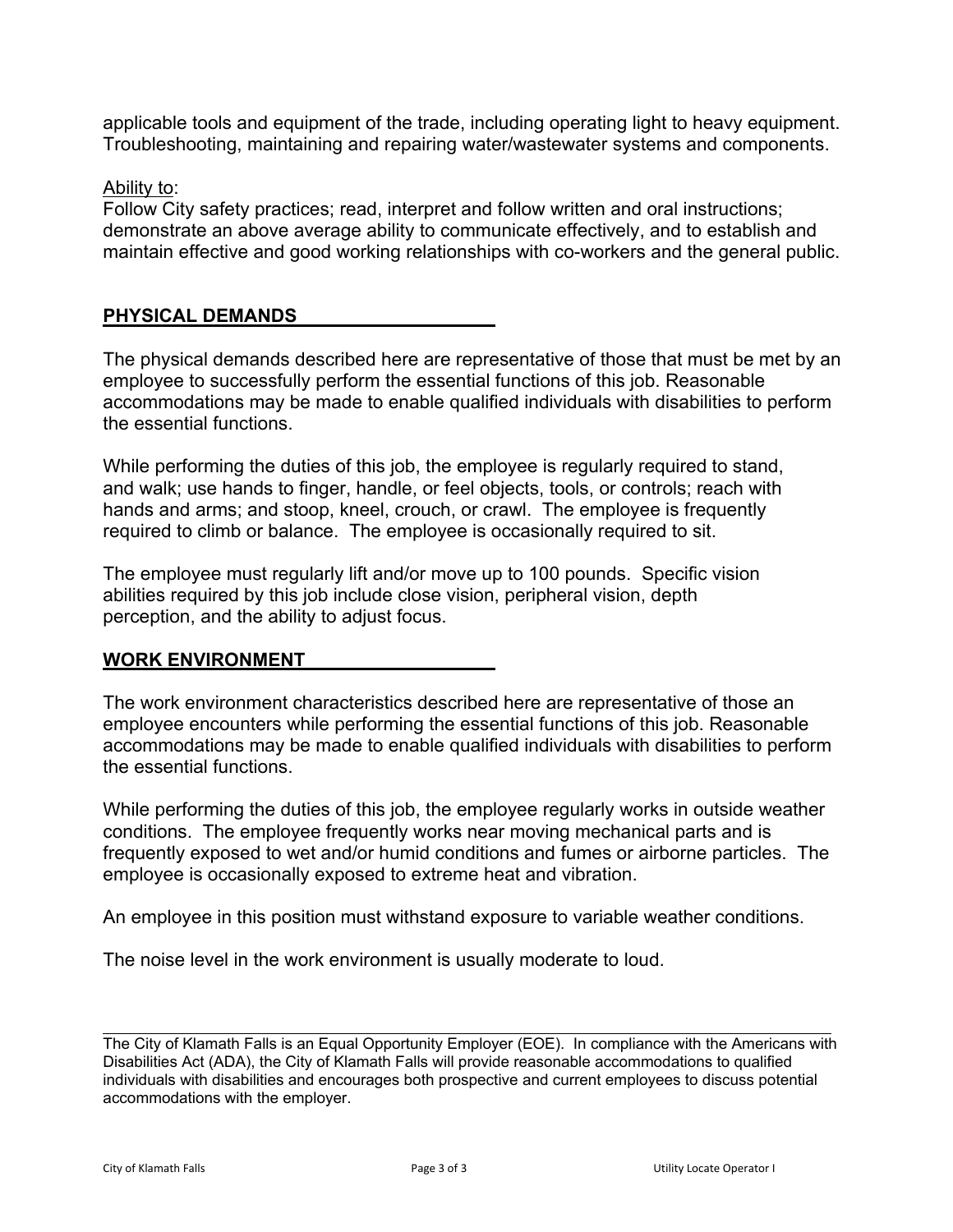applicable tools and equipment of the trade, including operating light to heavy equipment. Troubleshooting, maintaining and repairing water/wastewater systems and components.

Ability to:
Follow City safety practices; read, interpret and follow written and oral instructions; demonstrate an above average ability to communicate effectively, and to establish and maintain effective and good working relationships with co-workers and the general public.

## PHYSICAL DEMANDS

The physical demands described here are representative of those that must be met by an employee to successfully perform the essential functions of this job. Reasonable accommodations may be made to enable qualified individuals with disabilities to perform the essential functions.

While performing the duties of this job, the employee is regularly required to stand, and walk; use hands to finger, handle, or feel objects, tools, or controls; reach with hands and arms; and stoop, kneel, crouch, or crawl. The employee is frequently required to climb or balance. The employee is occasionally required to sit.

The employee must regularly lift and/or move up to 100 pounds. Specific vision abilities required by this job include close vision, peripheral vision, depth perception, and the ability to adjust focus.

## WORK ENVIRONMENT

The work environment characteristics described here are representative of those an employee encounters while performing the essential functions of this job. Reasonable accommodations may be made to enable qualified individuals with disabilities to perform the essential functions.

While performing the duties of this job, the employee regularly works in outside weather conditions. The employee frequently works near moving mechanical parts and is frequently exposed to wet and/or humid conditions and fumes or airborne particles. The employee is occasionally exposed to extreme heat and vibration.

An employee in this position must withstand exposure to variable weather conditions.

The noise level in the work environment is usually moderate to loud.

---

The City of Klamath Falls is an Equal Opportunity Employer (EOE). In compliance with the Americans with Disabilities Act (ADA), the City of Klamath Falls will provide reasonable accommodations to qualified individuals with disabilities and encourages both prospective and current employees to discuss potential accommodations with the employer.